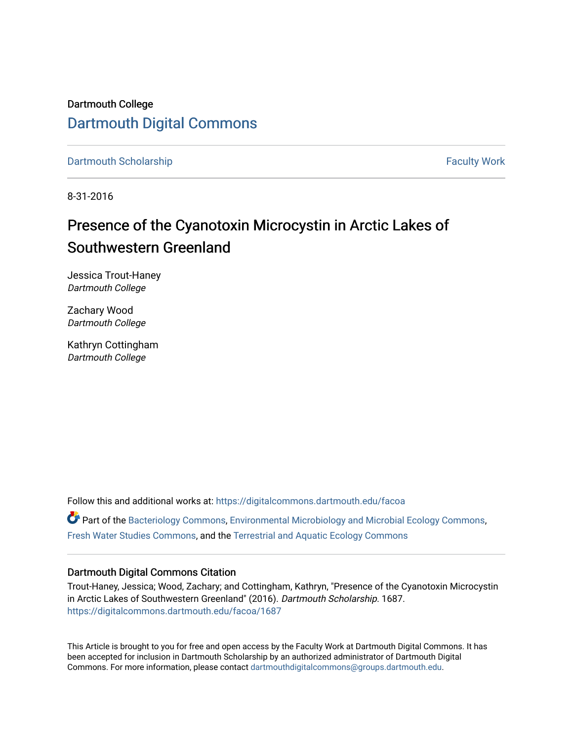Dartmouth College

# Dartmouth Digital Commons

Dartmouth Scholarship | Faculty Work

8-31-2016

## Presence of the Cyanotoxin Microcystin in Arctic Lakes of Southwestern Greenland

Jessica Trout-Haney
*Dartmouth College*

Zachary Wood
*Dartmouth College*

Kathryn Cottingham
*Dartmouth College*

Follow this and additional works at: https://digitalcommons.dartmouth.edu/facoa

Part of the Bacteriology Commons, Environmental Microbiology and Microbial Ecology Commons, Fresh Water Studies Commons, and the Terrestrial and Aquatic Ecology Commons

### Dartmouth Digital Commons Citation

Trout-Haney, Jessica; Wood, Zachary; and Cottingham, Kathryn, "Presence of the Cyanotoxin Microcystin in Arctic Lakes of Southwestern Greenland" (2016). *Dartmouth Scholarship*. 1687.
https://digitalcommons.dartmouth.edu/facoa/1687

This Article is brought to you for free and open access by the Faculty Work at Dartmouth Digital Commons. It has been accepted for inclusion in Dartmouth Scholarship by an authorized administrator of Dartmouth Digital Commons. For more information, please contact dartmouthdigitalcommons@groups.dartmouth.edu.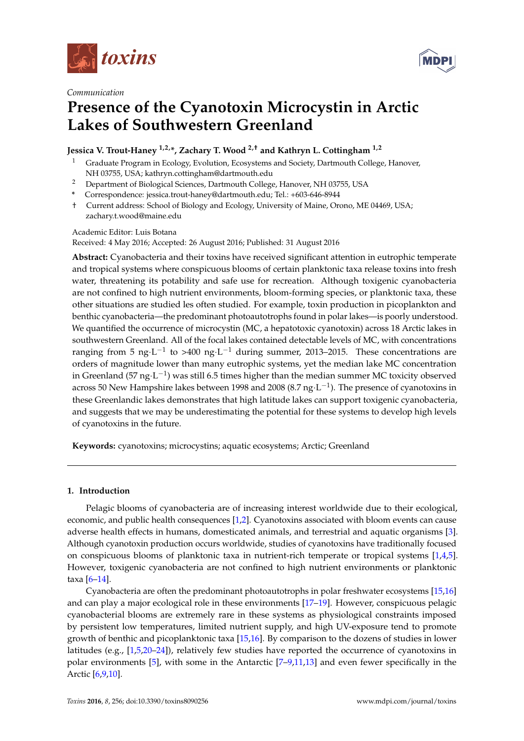Communication

# Presence of the Cyanotoxin Microcystin in Arctic Lakes of Southwestern Greenland

**Jessica V. Trout-Haney [1,2,*], Zachary T. Wood [2,†] and Kathryn L. Cottingham [1,2]**

[1] Graduate Program in Ecology, Evolution, Ecosystems and Society, Dartmouth College, Hanover, NH 03755, USA; kathryn.cottingham@dartmouth.edu

[2] Department of Biological Sciences, Dartmouth College, Hanover, NH 03755, USA

* Correspondence: jessica.trout-haney@dartmouth.edu; Tel.: +603-646-8944

† Current address: School of Biology and Ecology, University of Maine, Orono, ME 04469, USA; zachary.t.wood@maine.edu

Academic Editor: Luis Botana

Received: 4 May 2016; Accepted: 26 August 2016; Published: 31 August 2016

**Abstract:** Cyanobacteria and their toxins have received significant attention in eutrophic temperate and tropical systems where conspicuous blooms of certain planktonic taxa release toxins into fresh water, threatening its potability and safe use for recreation. Although toxigenic cyanobacteria are not confined to high nutrient environments, bloom-forming species, or planktonic taxa, these other situations are studied les often studied. For example, toxin production in picoplankton and benthic cyanobacteria—the predominant photoautotrophs found in polar lakes—is poorly understood. We quantified the occurrence of microcystin (MC, a hepatotoxic cyanotoxin) across 18 Arctic lakes in southwestern Greenland. All of the focal lakes contained detectable levels of MC, with concentrations ranging from 5 ng·L$^{-1}$ to >400 ng·L$^{-1}$ during summer, 2013–2015. These concentrations are orders of magnitude lower than many eutrophic systems, yet the median lake MC concentration in Greenland (57 ng·L$^{-1}$) was still 6.5 times higher than the median summer MC toxicity observed across 50 New Hampshire lakes between 1998 and 2008 (8.7 ng·L$^{-1}$). The presence of cyanotoxins in these Greenlandic lakes demonstrates that high latitude lakes can support toxigenic cyanobacteria, and suggests that we may be underestimating the potential for these systems to develop high levels of cyanotoxins in the future.

**Keywords:** cyanotoxins; microcystins; aquatic ecosystems; Arctic; Greenland

## 1. Introduction

Pelagic blooms of cyanobacteria are of increasing interest worldwide due to their ecological, economic, and public health consequences [1,2]. Cyanotoxins associated with bloom events can cause adverse health effects in humans, domesticated animals, and terrestrial and aquatic organisms [3]. Although cyanotoxin production occurs worldwide, studies of cyanotoxins have traditionally focused on conspicuous blooms of planktonic taxa in nutrient-rich temperate or tropical systems [1,4,5]. However, toxigenic cyanobacteria are not confined to high nutrient environments or planktonic taxa [6–14].

Cyanobacteria are often the predominant photoautotrophs in polar freshwater ecosystems [15,16] and can play a major ecological role in these environments [17–19]. However, conspicuous pelagic cyanobacterial blooms are extremely rare in these systems as physiological constraints imposed by persistent low temperatures, limited nutrient supply, and high UV-exposure tend to promote growth of benthic and picoplanktonic taxa [15,16]. By comparison to the dozens of studies in lower latitudes (e.g., [1,5,20–24]), relatively few studies have reported the occurrence of cyanotoxins in polar environments [5], with some in the Antarctic [7–9,11,13] and even fewer specifically in the Arctic [6,9,10].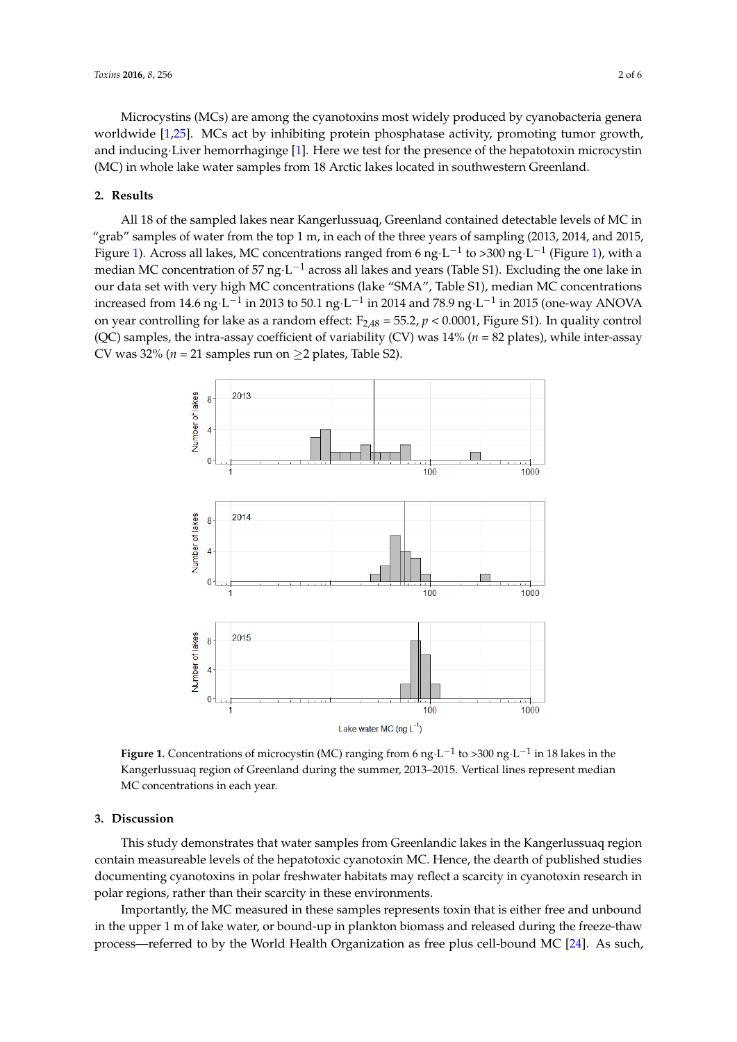Microcystins (MCs) are among the cyanotoxins most widely produced by cyanobacteria genera worldwide [1,25]. MCs act by inhibiting protein phosphatase activity, promoting tumor growth, and inducing·Liver hemorrhaginge [1]. Here we test for the presence of the hepatotoxin microcystin (MC) in whole lake water samples from 18 Arctic lakes located in southwestern Greenland.

## 2. Results

All 18 of the sampled lakes near Kangerlussuaq, Greenland contained detectable levels of MC in "grab" samples of water from the top 1 m, in each of the three years of sampling (2013, 2014, and 2015, Figure 1). Across all lakes, MC concentrations ranged from 6 ng·L$^{-1}$ to >300 ng·L$^{-1}$ (Figure 1), with a median MC concentration of 57 ng·L$^{-1}$ across all lakes and years (Table S1). Excluding the one lake in our data set with very high MC concentrations (lake "SMA", Table S1), median MC concentrations increased from 14.6 ng·L$^{-1}$ in 2013 to 50.1 ng·L$^{-1}$ in 2014 and 78.9 ng·L$^{-1}$ in 2015 (one-way ANOVA on year controlling for lake as a random effect: $F_{2,48} = 55.2$, $p < 0.0001$, Figure S1). In quality control (QC) samples, the intra-assay coefficient of variability (CV) was 14% ($n$ = 82 plates), while inter-assay CV was 32% ($n$ = 21 samples run on ≥2 plates, Table S2).

**Figure 1.** Concentrations of microcystin (MC) ranging from 6 ng·L$^{-1}$ to >300 ng·L$^{-1}$ in 18 lakes in the Kangerlussuaq region of Greenland during the summer, 2013–2015. Vertical lines represent median MC concentrations in each year.

## 3. Discussion

This study demonstrates that water samples from Greenlandic lakes in the Kangerlussuaq region contain measureable levels of the hepatotoxic cyanotoxin MC. Hence, the dearth of published studies documenting cyanotoxins in polar freshwater habitats may reflect a scarcity in cyanotoxin research in polar regions, rather than their scarcity in these environments.

Importantly, the MC measured in these samples represents toxin that is either free and unbound in the upper 1 m of lake water, or bound-up in plankton biomass and released during the freeze-thaw process—referred to by the World Health Organization as free plus cell-bound MC [24]. As such,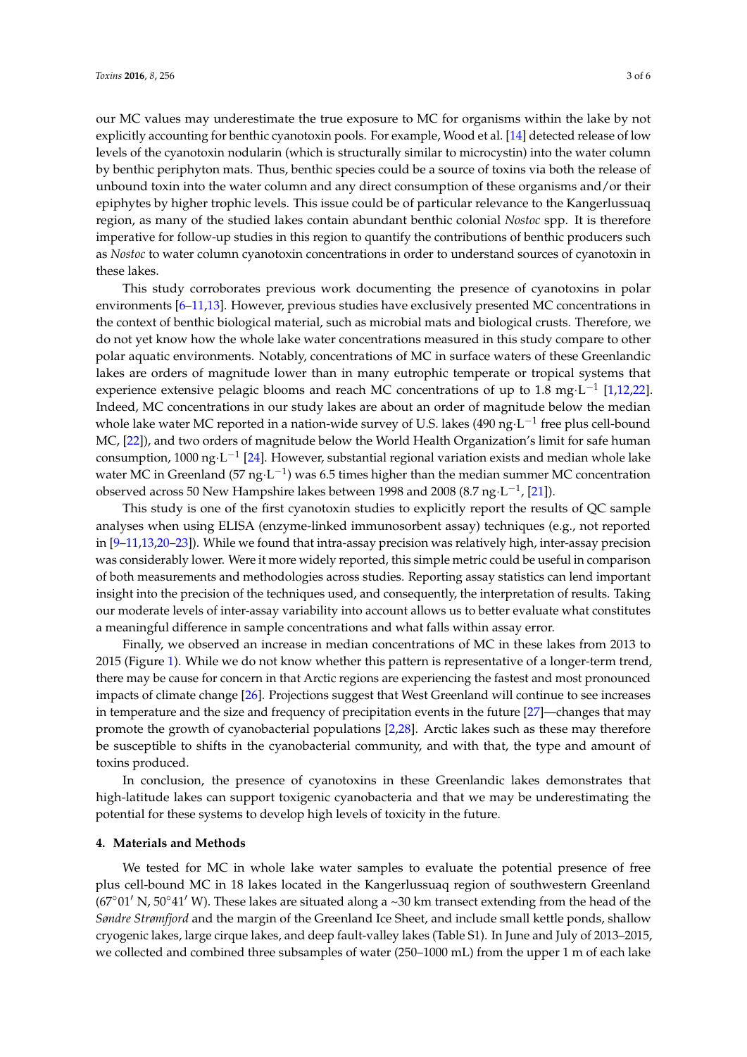our MC values may underestimate the true exposure to MC for organisms within the lake by not explicitly accounting for benthic cyanotoxin pools. For example, Wood et al. [14] detected release of low levels of the cyanotoxin nodularin (which is structurally similar to microcystin) into the water column by benthic periphyton mats. Thus, benthic species could be a source of toxins via both the release of unbound toxin into the water column and any direct consumption of these organisms and/or their epiphytes by higher trophic levels. This issue could be of particular relevance to the Kangerlussuaq region, as many of the studied lakes contain abundant benthic colonial *Nostoc* spp. It is therefore imperative for follow-up studies in this region to quantify the contributions of benthic producers such as *Nostoc* to water column cyanotoxin concentrations in order to understand sources of cyanotoxin in these lakes.

This study corroborates previous work documenting the presence of cyanotoxins in polar environments [6–11,13]. However, previous studies have exclusively presented MC concentrations in the context of benthic biological material, such as microbial mats and biological crusts. Therefore, we do not yet know how the whole lake water concentrations measured in this study compare to other polar aquatic environments. Notably, concentrations of MC in surface waters of these Greenlandic lakes are orders of magnitude lower than in many eutrophic temperate or tropical systems that experience extensive pelagic blooms and reach MC concentrations of up to 1.8 mg·L$^{-1}$ [1,12,22]. Indeed, MC concentrations in our study lakes are about an order of magnitude below the median whole lake water MC reported in a nation-wide survey of U.S. lakes (490 ng·L$^{-1}$ free plus cell-bound MC, [22]), and two orders of magnitude below the World Health Organization's limit for safe human consumption, 1000 ng·L$^{-1}$ [24]. However, substantial regional variation exists and median whole lake water MC in Greenland (57 ng·L$^{-1}$) was 6.5 times higher than the median summer MC concentration observed across 50 New Hampshire lakes between 1998 and 2008 (8.7 ng·L$^{-1}$, [21]).

This study is one of the first cyanotoxin studies to explicitly report the results of QC sample analyses when using ELISA (enzyme-linked immunosorbent assay) techniques (e.g., not reported in [9–11,13,20–23]). While we found that intra-assay precision was relatively high, inter-assay precision was considerably lower. Were it more widely reported, this simple metric could be useful in comparison of both measurements and methodologies across studies. Reporting assay statistics can lend important insight into the precision of the techniques used, and consequently, the interpretation of results. Taking our moderate levels of inter-assay variability into account allows us to better evaluate what constitutes a meaningful difference in sample concentrations and what falls within assay error.

Finally, we observed an increase in median concentrations of MC in these lakes from 2013 to 2015 (Figure 1). While we do not know whether this pattern is representative of a longer-term trend, there may be cause for concern in that Arctic regions are experiencing the fastest and most pronounced impacts of climate change [26]. Projections suggest that West Greenland will continue to see increases in temperature and the size and frequency of precipitation events in the future [27]—changes that may promote the growth of cyanobacterial populations [2,28]. Arctic lakes such as these may therefore be susceptible to shifts in the cyanobacterial community, and with that, the type and amount of toxins produced.

In conclusion, the presence of cyanotoxins in these Greenlandic lakes demonstrates that high-latitude lakes can support toxigenic cyanobacteria and that we may be underestimating the potential for these systems to develop high levels of toxicity in the future.

## 4. Materials and Methods

We tested for MC in whole lake water samples to evaluate the potential presence of free plus cell-bound MC in 18 lakes located in the Kangerlussuaq region of southwestern Greenland (67°01′ N, 50°41′ W). These lakes are situated along a ~30 km transect extending from the head of the *Søndre Strømfjord* and the margin of the Greenland Ice Sheet, and include small kettle ponds, shallow cryogenic lakes, large cirque lakes, and deep fault-valley lakes (Table S1). In June and July of 2013–2015, we collected and combined three subsamples of water (250–1000 mL) from the upper 1 m of each lake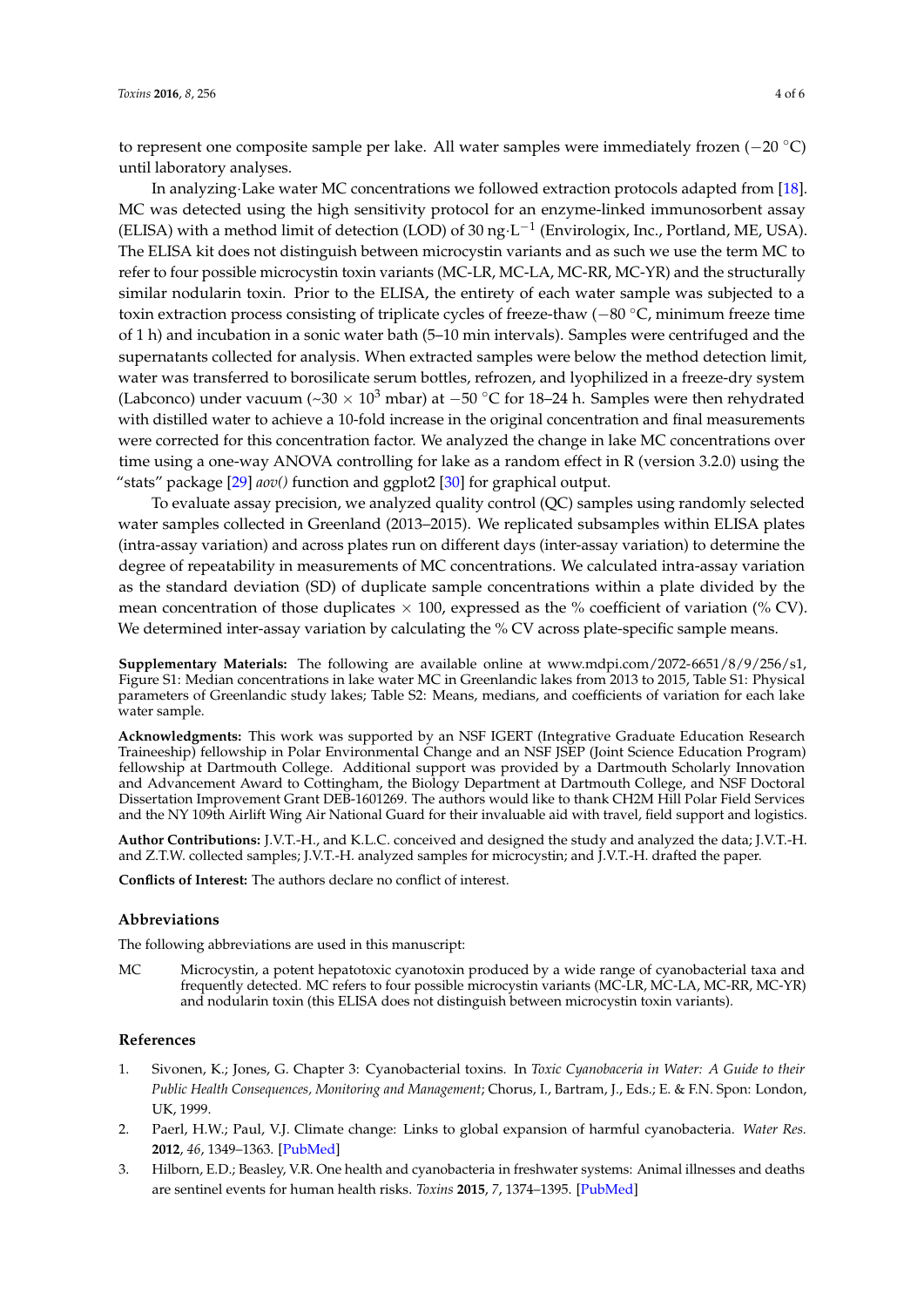to represent one composite sample per lake. All water samples were immediately frozen (−20 °C) until laboratory analyses.

In analyzing·Lake water MC concentrations we followed extraction protocols adapted from [18]. MC was detected using the high sensitivity protocol for an enzyme-linked immunosorbent assay (ELISA) with a method limit of detection (LOD) of 30 ng·L$^{-1}$ (Envirologix, Inc., Portland, ME, USA). The ELISA kit does not distinguish between microcystin variants and as such we use the term MC to refer to four possible microcystin toxin variants (MC-LR, MC-LA, MC-RR, MC-YR) and the structurally similar nodularin toxin. Prior to the ELISA, the entirety of each water sample was subjected to a toxin extraction process consisting of triplicate cycles of freeze-thaw (−80 °C, minimum freeze time of 1 h) and incubation in a sonic water bath (5–10 min intervals). Samples were centrifuged and the supernatants collected for analysis. When extracted samples were below the method detection limit, water was transferred to borosilicate serum bottles, refrozen, and lyophilized in a freeze-dry system (Labconco) under vacuum (~30 × 10$^{3}$ mbar) at −50 °C for 18–24 h. Samples were then rehydrated with distilled water to achieve a 10-fold increase in the original concentration and final measurements were corrected for this concentration factor. We analyzed the change in lake MC concentrations over time using a one-way ANOVA controlling for lake as a random effect in R (version 3.2.0) using the "stats" package [29] *aov()* function and ggplot2 [30] for graphical output.

To evaluate assay precision, we analyzed quality control (QC) samples using randomly selected water samples collected in Greenland (2013–2015). We replicated subsamples within ELISA plates (intra-assay variation) and across plates run on different days (inter-assay variation) to determine the degree of repeatability in measurements of MC concentrations. We calculated intra-assay variation as the standard deviation (SD) of duplicate sample concentrations within a plate divided by the mean concentration of those duplicates × 100, expressed as the % coefficient of variation (% CV). We determined inter-assay variation by calculating the % CV across plate-specific sample means.

**Supplementary Materials:** The following are available online at www.mdpi.com/2072-6651/8/9/256/s1, Figure S1: Median concentrations in lake water MC in Greenlandic lakes from 2013 to 2015, Table S1: Physical parameters of Greenlandic study lakes; Table S2: Means, medians, and coefficients of variation for each lake water sample.

**Acknowledgments:** This work was supported by an NSF IGERT (Integrative Graduate Education Research Traineeship) fellowship in Polar Environmental Change and an NSF JSEP (Joint Science Education Program) fellowship at Dartmouth College. Additional support was provided by a Dartmouth Scholarly Innovation and Advancement Award to Cottingham, the Biology Department at Dartmouth College, and NSF Doctoral Dissertation Improvement Grant DEB-1601269. The authors would like to thank CH2M Hill Polar Field Services and the NY 109th Airlift Wing Air National Guard for their invaluable aid with travel, field support and logistics.

**Author Contributions:** J.V.T.-H., and K.L.C. conceived and designed the study and analyzed the data; J.V.T.-H. and Z.T.W. collected samples; J.V.T.-H. analyzed samples for microcystin; and J.V.T.-H. drafted the paper.

**Conflicts of Interest:** The authors declare no conflict of interest.

## Abbreviations

The following abbreviations are used in this manuscript:

MC    Microcystin, a potent hepatotoxic cyanotoxin produced by a wide range of cyanobacterial taxa and frequently detected. MC refers to four possible microcystin variants (MC-LR, MC-LA, MC-RR, MC-YR) and nodularin toxin (this ELISA does not distinguish between microcystin toxin variants).

## References

1. Sivonen, K.; Jones, G. Chapter 3: Cyanobacterial toxins. In *Toxic Cyanobacteria in Water: A Guide to their Public Health Consequences, Monitoring and Management*; Chorus, I., Bartram, J., Eds.; E. & F.N. Spon: London, UK, 1999.
2. Paerl, H.W.; Paul, V.J. Climate change: Links to global expansion of harmful cyanobacteria. *Water Res.* **2012**, *46*, 1349–1363. [PubMed]
3. Hilborn, E.D.; Beasley, V.R. One health and cyanobacteria in freshwater systems: Animal illnesses and deaths are sentinel events for human health risks. *Toxins* **2015**, *7*, 1374–1395. [PubMed]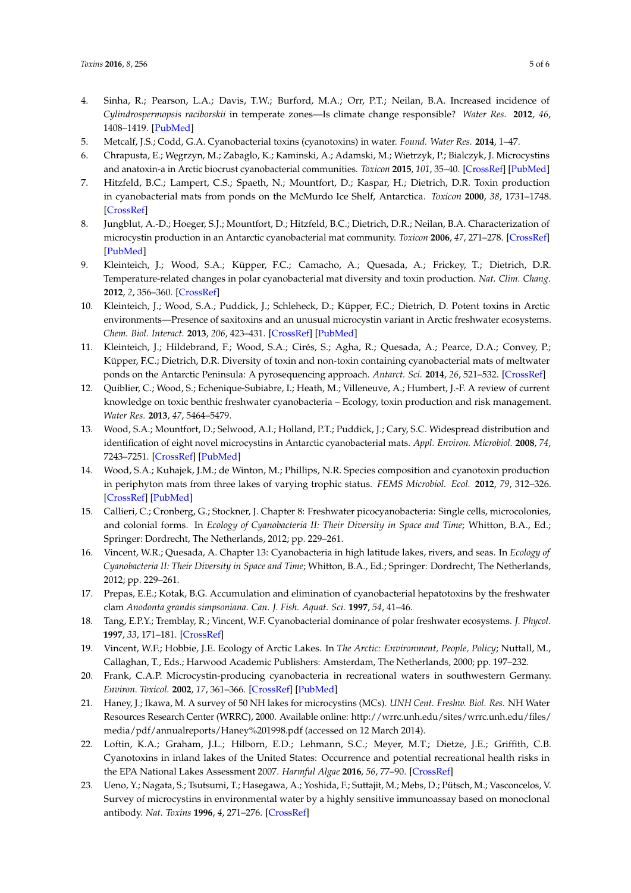4. Sinha, R.; Pearson, L.A.; Davis, T.W.; Burford, M.A.; Orr, P.T.; Neilan, B.A. Increased incidence of *Cylindrospermopsis raciborskii* in temperate zones—Is climate change responsible? *Water Res.* **2012**, *46*, 1408–1419. [PubMed]
5. Metcalf, J.S.; Codd, G.A. Cyanobacterial toxins (cyanotoxins) in water. *Found. Water Res.* **2014**, 1–47.
6. Chrapusta, E.; Wegrzyn, M.; Zabaglo, K.; Kaminski, A.; Adamski, M.; Wietrzyk, P.; Bialczyk, J. Microcystins and anatoxin-a in Arctic biocrust cyanobacterial communities. *Toxicon* **2015**, *101*, 35–40. [CrossRef] [PubMed]
7. Hitzfeld, B.C.; Lampert, C.S.; Spaeth, N.; Mountfort, D.; Kaspar, H.; Dietrich, D.R. Toxin production in cyanobacterial mats from ponds on the McMurdo Ice Shelf, Antarctica. *Toxicon* **2000**, *38*, 1731–1748. [CrossRef]
8. Jungblut, A.-D.; Hoeger, S.J.; Mountfort, D.; Hitzfeld, B.C.; Dietrich, D.R.; Neilan, B.A. Characterization of microcystin production in an Antarctic cyanobacterial mat community. *Toxicon* **2006**, *47*, 271–278. [CrossRef] [PubMed]
9. Kleinteich, J.; Wood, S.A.; Küpper, F.C.; Camacho, A.; Quesada, A.; Frickey, T.; Dietrich, D.R. Temperature-related changes in polar cyanobacterial mat diversity and toxin production. *Nat. Clim. Chang.* **2012**, *2*, 356–360. [CrossRef]
10. Kleinteich, J.; Wood, S.A.; Puddick, J.; Schleheck, D.; Küpper, F.C.; Dietrich, D. Potent toxins in Arctic environments—Presence of saxitoxins and an unusual microcystin variant in Arctic freshwater ecosystems. *Chem. Biol. Interact.* **2013**, *206*, 423–431. [CrossRef] [PubMed]
11. Kleinteich, J.; Hildebrand, F.; Wood, S.A.; Cirés, S.; Agha, R.; Quesada, A.; Pearce, D.A.; Convey, P.; Küpper, F.C.; Dietrich, D.R. Diversity of toxin and non-toxin containing cyanobacterial mats of meltwater ponds on the Antarctic Peninsula: A pyrosequencing approach. *Antarct. Sci.* **2014**, *26*, 521–532. [CrossRef]
12. Quiblier, C.; Wood, S.; Echenique-Subiabre, I.; Heath, M.; Villeneuve, A.; Humbert, J.-F. A review of current knowledge on toxic benthic freshwater cyanobacteria – Ecology, toxin production and risk management. *Water Res.* **2013**, *47*, 5464–5479.
13. Wood, S.A.; Mountfort, D.; Selwood, A.I.; Holland, P.T.; Puddick, J.; Cary, S.C. Widespread distribution and identification of eight novel microcystins in Antarctic cyanobacterial mats. *Appl. Environ. Microbiol.* **2008**, *74*, 7243–7251. [CrossRef] [PubMed]
14. Wood, S.A.; Kuhajek, J.M.; de Winton, M.; Phillips, N.R. Species composition and cyanotoxin production in periphyton mats from three lakes of varying trophic status. *FEMS Microbiol. Ecol.* **2012**, *79*, 312–326. [CrossRef] [PubMed]
15. Callieri, C.; Cronberg, G.; Stockner, J. Chapter 8: Freshwater picocyanobacteria: Single cells, microcolonies, and colonial forms. In *Ecology of Cyanobacteria II: Their Diversity in Space and Time*; Whitton, B.A., Ed.; Springer: Dordrecht, The Netherlands, 2012; pp. 229–261.
16. Vincent, W.R.; Quesada, A. Chapter 13: Cyanobacteria in high latitude lakes, rivers, and seas. In *Ecology of Cyanobacteria II: Their Diversity in Space and Time*; Whitton, B.A., Ed.; Springer: Dordrecht, The Netherlands, 2012; pp. 229–261.
17. Prepas, E.E.; Kotak, B.G. Accumulation and elimination of cyanobacterial hepatotoxins by the freshwater clam *Anodonta grandis simpsoniana*. *Can. J. Fish. Aquat. Sci.* **1997**, *54*, 41–46.
18. Tang, E.P.Y.; Tremblay, R.; Vincent, W.F. Cyanobacterial dominance of polar freshwater ecosystems. *J. Phycol.* **1997**, *33*, 171–181. [CrossRef]
19. Vincent, W.F.; Hobbie, J.E. Ecology of Arctic Lakes. In *The Arctic: Environment, People, Policy*; Nuttall, M., Callaghan, T., Eds.; Harwood Academic Publishers: Amsterdam, The Netherlands, 2000; pp. 197–232.
20. Frank, C.A.P. Microcystin-producing cyanobacteria in recreational waters in southwestern Germany. *Environ. Toxicol.* **2002**, *17*, 361–366. [CrossRef] [PubMed]
21. Haney, J.; Ikawa, M. A survey of 50 NH lakes for microcystins (MCs). *UNH Cent. Freshw. Biol. Res.* NH Water Resources Research Center (WRRC), 2000. Available online: http://wrrc.unh.edu/sites/wrrc.unh.edu/files/media/pdf/annualreports/Haney%201998.pdf (accessed on 12 March 2014).
22. Loftin, K.A.; Graham, J.L.; Hilborn, E.D.; Lehmann, S.C.; Meyer, M.T.; Dietze, J.E.; Griffith, C.B. Cyanotoxins in inland lakes of the United States: Occurrence and potential recreational health risks in the EPA National Lakes Assessment 2007. *Harmful Algae* **2016**, *56*, 77–90. [CrossRef]
23. Ueno, Y.; Nagata, S.; Tsutsumi, T.; Hasegawa, A.; Yoshida, F.; Suttajit, M.; Mebs, D.; Pütsch, M.; Vasconcelos, V. Survey of microcystins in environmental water by a highly sensitive immunoassay based on monoclonal antibody. *Nat. Toxins* **1996**, *4*, 271–276. [CrossRef]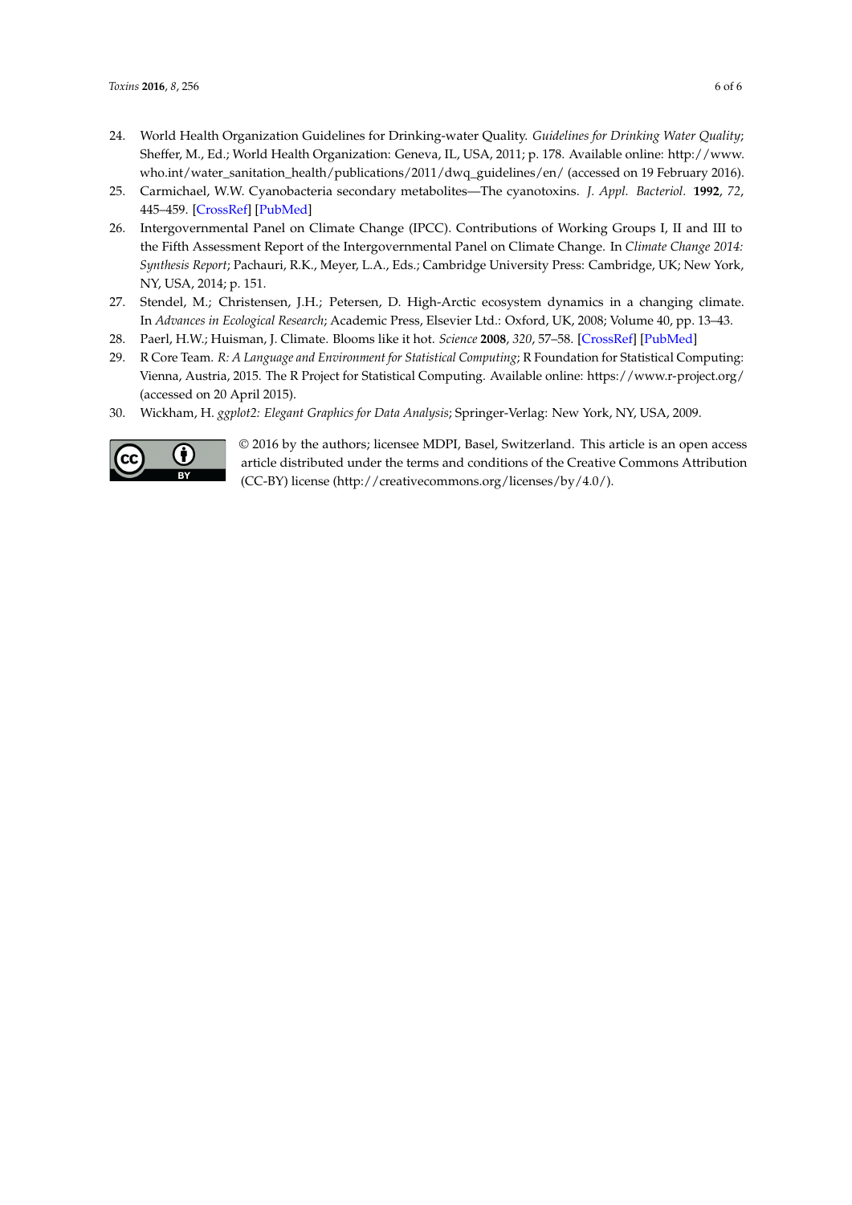24. World Health Organization Guidelines for Drinking-water Quality. *Guidelines for Drinking Water Quality*; Sheffer, M., Ed.; World Health Organization: Geneva, IL, USA, 2011; p. 178. Available online: http://www.who.int/water_sanitation_health/publications/2011/dwq_guidelines/en/ (accessed on 19 February 2016).
25. Carmichael, W.W. Cyanobacteria secondary metabolites—The cyanotoxins. *J. Appl. Bacteriol.* **1992**, *72*, 445–459. [CrossRef] [PubMed]
26. Intergovernmental Panel on Climate Change (IPCC). Contributions of Working Groups I, II and III to the Fifth Assessment Report of the Intergovernmental Panel on Climate Change. In *Climate Change 2014: Synthesis Report*; Pachauri, R.K., Meyer, L.A., Eds.; Cambridge University Press: Cambridge, UK; New York, NY, USA, 2014; p. 151.
27. Stendel, M.; Christensen, J.H.; Petersen, D. High-Arctic ecosystem dynamics in a changing climate. In *Advances in Ecological Research*; Academic Press, Elsevier Ltd.: Oxford, UK, 2008; Volume 40, pp. 13–43.
28. Paerl, H.W.; Huisman, J. Climate. Blooms like it hot. *Science* **2008**, *320*, 57–58. [CrossRef] [PubMed]
29. R Core Team. *R: A Language and Environment for Statistical Computing*; R Foundation for Statistical Computing: Vienna, Austria, 2015. The R Project for Statistical Computing. Available online: https://www.r-project.org/ (accessed on 20 April 2015).
30. Wickham, H. *ggplot2: Elegant Graphics for Data Analysis*; Springer-Verlag: New York, NY, USA, 2009.

© 2016 by the authors; licensee MDPI, Basel, Switzerland. This article is an open access article distributed under the terms and conditions of the Creative Commons Attribution (CC-BY) license (http://creativecommons.org/licenses/by/4.0/).